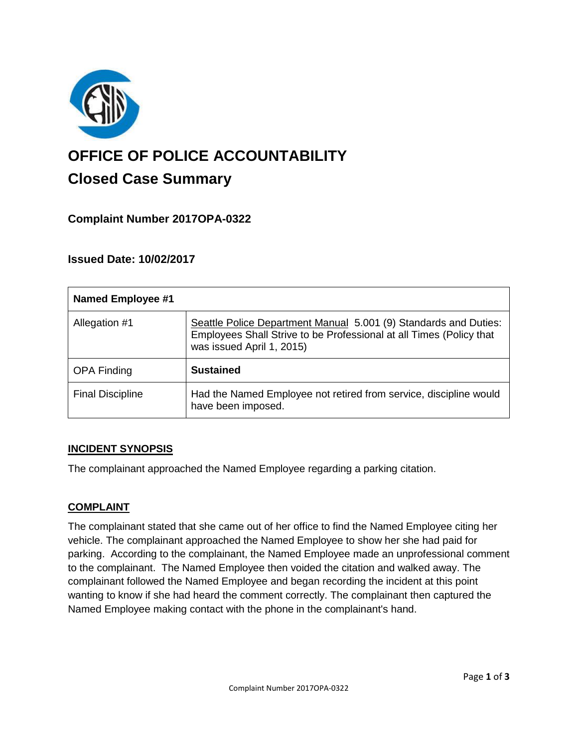# OFFICE OF POLICE ACCOUNTABILITY

## Closed Case Summary

### Complaint Number 2017OPA-0322

### Issued Date: 10/02/2017

| **Named Employee #1** | |
|---|---|
| Allegation #1 | Seattle Police Department Manual 5.001 (9) Standards and Duties: Employees Shall Strive to be Professional at all Times (Policy that was issued April 1, 2015) |
| OPA Finding | **Sustained** |
| Final Discipline | Had the Named Employee not retired from service, discipline would have been imposed. |

**INCIDENT SYNOPSIS**

The complainant approached the Named Employee regarding a parking citation.

**COMPLAINT**

The complainant stated that she came out of her office to find the Named Employee citing her vehicle. The complainant approached the Named Employee to show her she had paid for parking. According to the complainant, the Named Employee made an unprofessional comment to the complainant. The Named Employee then voided the citation and walked away. The complainant followed the Named Employee and began recording the incident at this point wanting to know if she had heard the comment correctly. The complainant then captured the Named Employee making contact with the phone in the complainant's hand.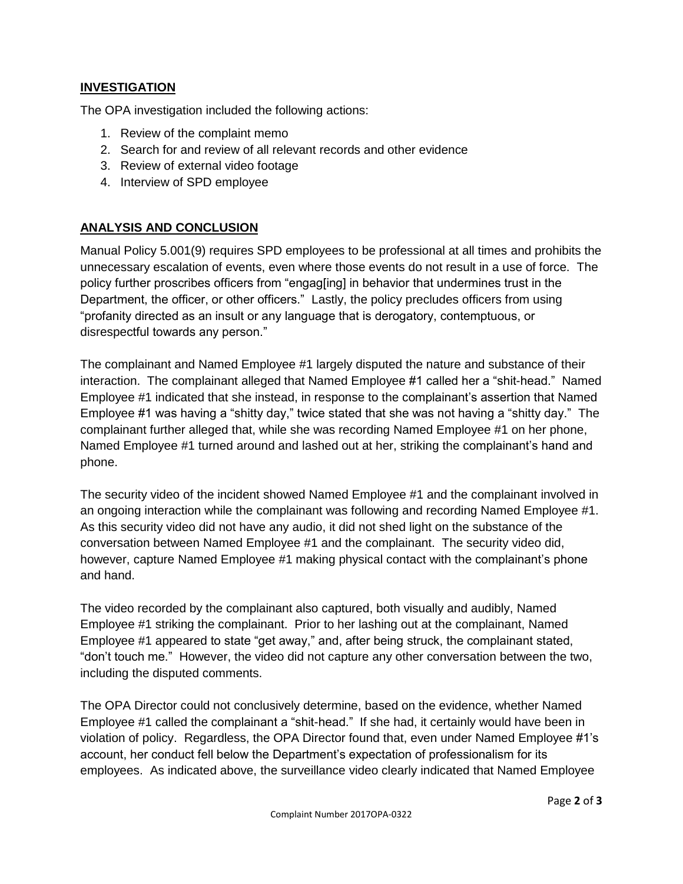## INVESTIGATION

The OPA investigation included the following actions:

1. Review of the complaint memo
2. Search for and review of all relevant records and other evidence
3. Review of external video footage
4. Interview of SPD employee

## ANALYSIS AND CONCLUSION

Manual Policy 5.001(9) requires SPD employees to be professional at all times and prohibits the unnecessary escalation of events, even where those events do not result in a use of force. The policy further proscribes officers from "engag[ing] in behavior that undermines trust in the Department, the officer, or other officers." Lastly, the policy precludes officers from using "profanity directed as an insult or any language that is derogatory, contemptuous, or disrespectful towards any person."

The complainant and Named Employee #1 largely disputed the nature and substance of their interaction. The complainant alleged that Named Employee #1 called her a "shit-head." Named Employee #1 indicated that she instead, in response to the complainant's assertion that Named Employee #1 was having a "shitty day," twice stated that she was not having a "shitty day." The complainant further alleged that, while she was recording Named Employee #1 on her phone, Named Employee #1 turned around and lashed out at her, striking the complainant's hand and phone.

The security video of the incident showed Named Employee #1 and the complainant involved in an ongoing interaction while the complainant was following and recording Named Employee #1. As this security video did not have any audio, it did not shed light on the substance of the conversation between Named Employee #1 and the complainant. The security video did, however, capture Named Employee #1 making physical contact with the complainant's phone and hand.

The video recorded by the complainant also captured, both visually and audibly, Named Employee #1 striking the complainant. Prior to her lashing out at the complainant, Named Employee #1 appeared to state "get away," and, after being struck, the complainant stated, "don't touch me." However, the video did not capture any other conversation between the two, including the disputed comments.

The OPA Director could not conclusively determine, based on the evidence, whether Named Employee #1 called the complainant a "shit-head." If she had, it certainly would have been in violation of policy. Regardless, the OPA Director found that, even under Named Employee #1's account, her conduct fell below the Department's expectation of professionalism for its employees. As indicated above, the surveillance video clearly indicated that Named Employee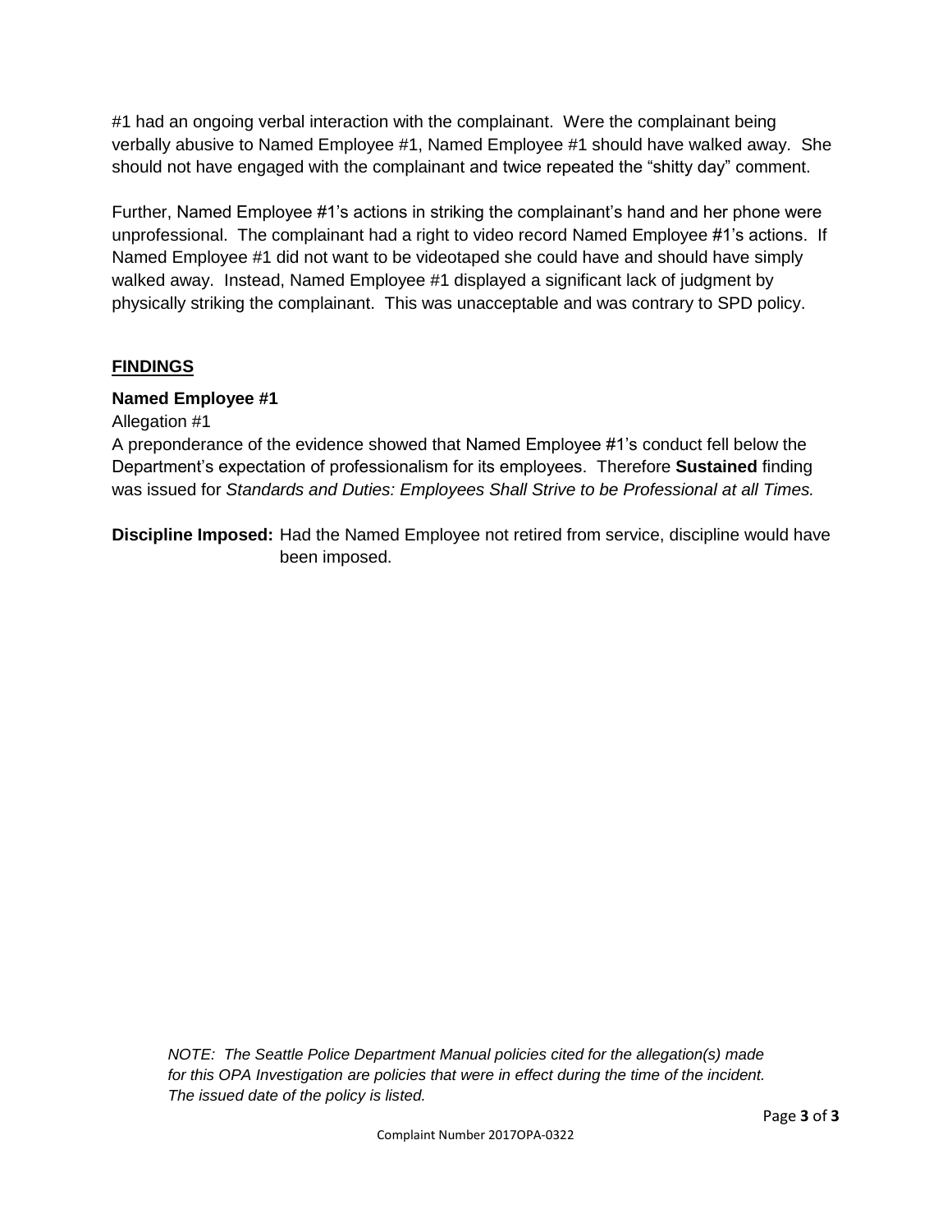#1 had an ongoing verbal interaction with the complainant. Were the complainant being verbally abusive to Named Employee #1, Named Employee #1 should have walked away. She should not have engaged with the complainant and twice repeated the "shitty day" comment.

Further, Named Employee #1's actions in striking the complainant's hand and her phone were unprofessional. The complainant had a right to video record Named Employee #1's actions. If Named Employee #1 did not want to be videotaped she could have and should have simply walked away. Instead, Named Employee #1 displayed a significant lack of judgment by physically striking the complainant. This was unacceptable and was contrary to SPD policy.

## FINDINGS

**Named Employee #1**

Allegation #1

A preponderance of the evidence showed that Named Employee #1's conduct fell below the Department's expectation of professionalism for its employees. Therefore **Sustained** finding was issued for *Standards and Duties: Employees Shall Strive to be Professional at all Times.*

**Discipline Imposed:** Had the Named Employee not retired from service, discipline would have been imposed.

*NOTE: The Seattle Police Department Manual policies cited for the allegation(s) made for this OPA Investigation are policies that were in effect during the time of the incident. The issued date of the policy is listed.*

Complaint Number 2017OPA-0322